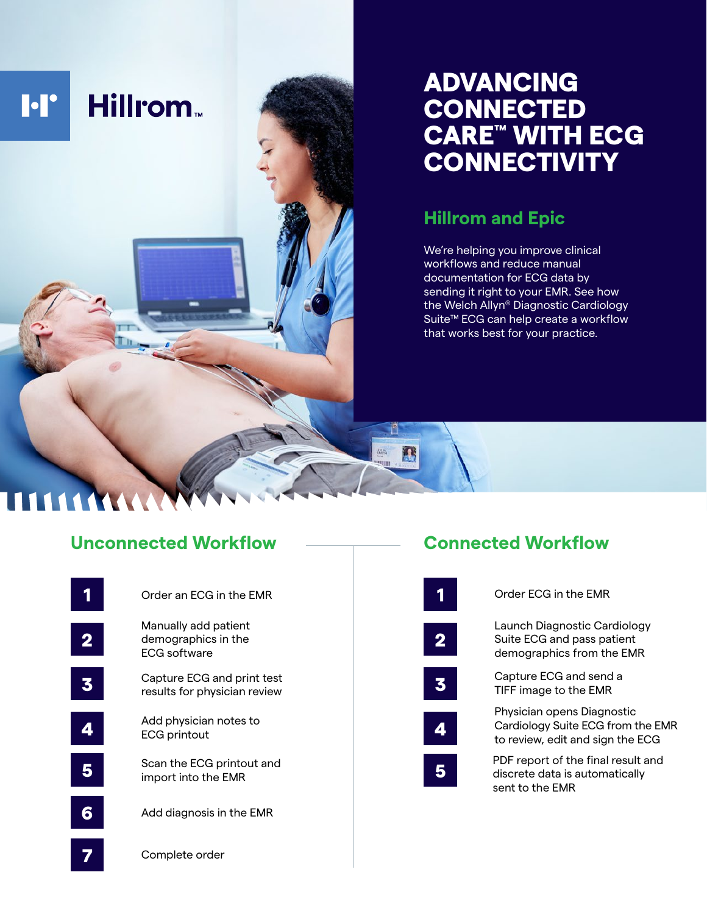Hillrom™

# ADVANCING CONNECTED CARE™ WITH ECG CONNECTIVITY

## Hillrom and Epic

We're helping you improve clinical workflows and reduce manual documentation for ECG data by sending it right to your EMR. See how the Welch Allyn® Diagnostic Cardiology Suite™ ECG can help create a workflow that works best for your practice.

## Unconnected Workflow

1. Order an ECG in the EMR
2. Manually add patient demographics in the ECG software
3. Capture ECG and print test results for physician review
4. Add physician notes to ECG printout
5. Scan the ECG printout and import into the EMR
6. Add diagnosis in the EMR
7. Complete order

## Connected Workflow

1. Order ECG in the EMR
2. Launch Diagnostic Cardiology Suite ECG and pass patient demographics from the EMR
3. Capture ECG and send a TIFF image to the EMR
4. Physician opens Diagnostic Cardiology Suite ECG from the EMR to review, edit and sign the ECG
5. PDF report of the final result and discrete data is automatically sent to the EMR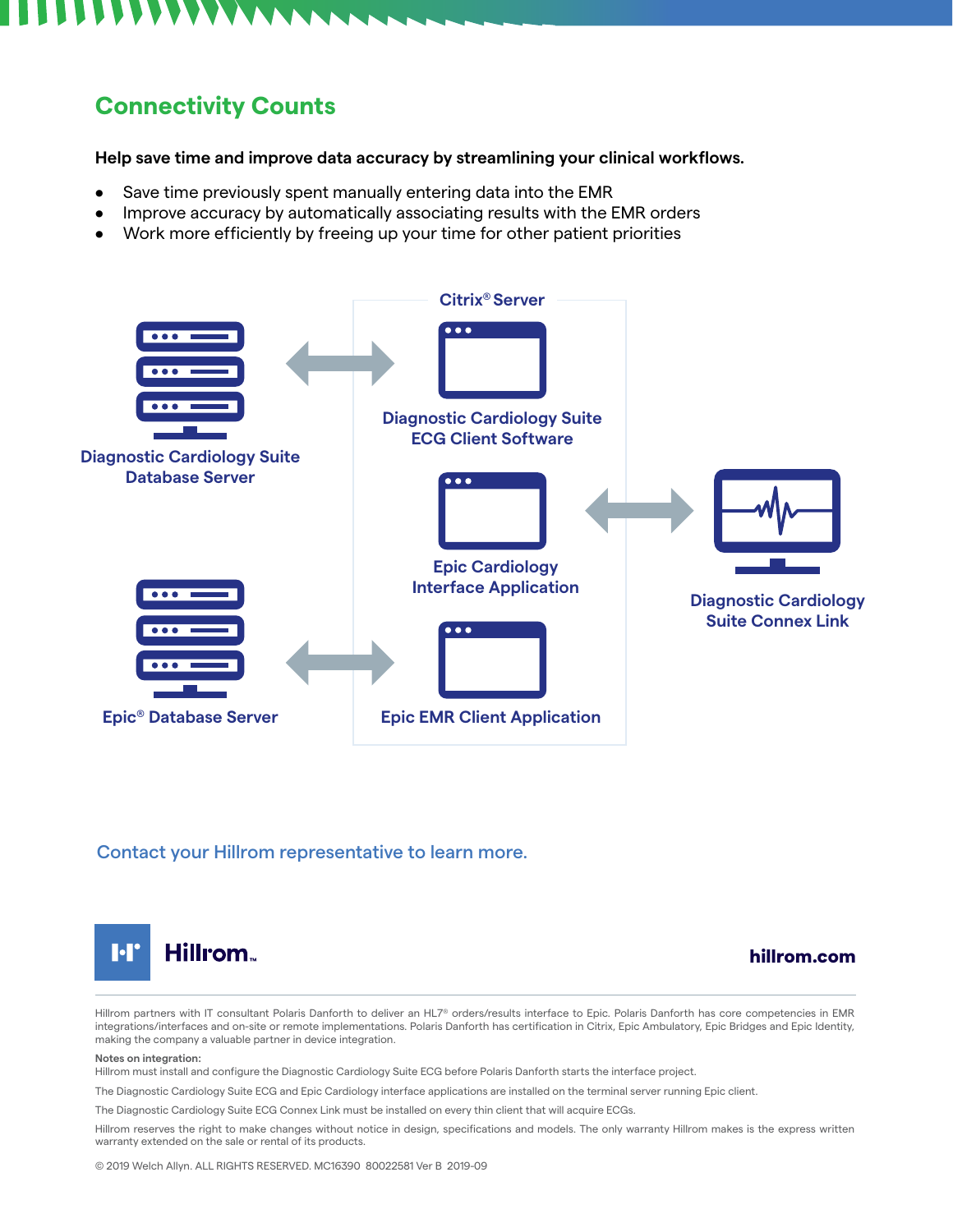## Connectivity Counts

**Help save time and improve data accuracy by streamlining your clinical workflows.**

- Save time previously spent manually entering data into the EMR
- Improve accuracy by automatically associating results with the EMR orders
- Work more efficiently by freeing up your time for other patient priorities

Citrix® Server

Diagnostic Cardiology Suite Database Server

Diagnostic Cardiology Suite ECG Client Software

Epic Cardiology Interface Application

Diagnostic Cardiology Suite Connex Link

Epic® Database Server

Epic EMR Client Application

Contact your Hillrom representative to learn more.

Hillrom™

hillrom.com

Hillrom partners with IT consultant Polaris Danforth to deliver an HL7® orders/results interface to Epic. Polaris Danforth has core competencies in EMR integrations/interfaces and on-site or remote implementations. Polaris Danforth has certification in Citrix, Epic Ambulatory, Epic Bridges and Epic Identity, making the company a valuable partner in device integration.

**Notes on integration:**
Hillrom must install and configure the Diagnostic Cardiology Suite ECG before Polaris Danforth starts the interface project.

The Diagnostic Cardiology Suite ECG and Epic Cardiology interface applications are installed on the terminal server running Epic client.

The Diagnostic Cardiology Suite ECG Connex Link must be installed on every thin client that will acquire ECGs.

Hillrom reserves the right to make changes without notice in design, specifications and models. The only warranty Hillrom makes is the express written warranty extended on the sale or rental of its products.

© 2019 Welch Allyn. ALL RIGHTS RESERVED. MC16390 80022581 Ver B 2019-09